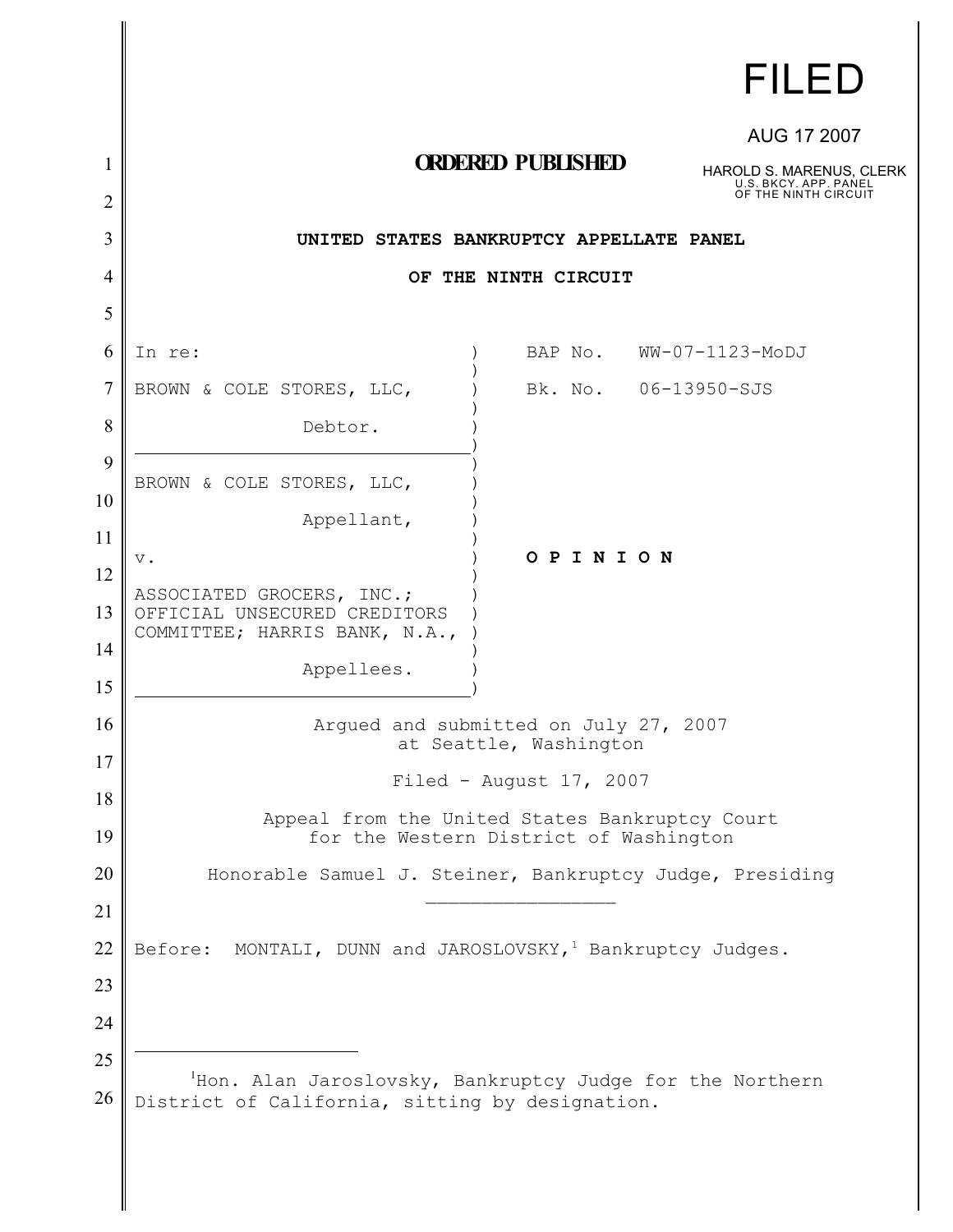FILED

AUG 17 2007

HAROLD S. MARENUS, CLERK
U.S. BKCY. APP. PANEL
OF THE NINTH CIRCUIT

**ORDERED PUBLISHED**

**UNITED STATES BANKRUPTCY APPELLATE PANEL**

**OF THE NINTH CIRCUIT**

| | |
|---|---|
| In re: | BAP No. WW-07-1123-MoDJ |
| BROWN & COLE STORES, LLC, Debtor. | Bk. No. 06-13950-SJS |
| BROWN & COLE STORES, LLC, Appellant, | |
| v. | **O P I N I O N** |
| ASSOCIATED GROCERS, INC.; OFFICIAL UNSECURED CREDITORS COMMITTEE; HARRIS BANK, N.A., Appellees. | |

Argued and submitted on July 27, 2007
at Seattle, Washington

Filed - August 17, 2007

Appeal from the United States Bankruptcy Court
for the Western District of Washington

Honorable Samuel J. Steiner, Bankruptcy Judge, Presiding

Before: MONTALI, DUNN and JAROSLOVSKY,[1] Bankruptcy Judges.

---

[1]Hon. Alan Jaroslovsky, Bankruptcy Judge for the Northern District of California, sitting by designation.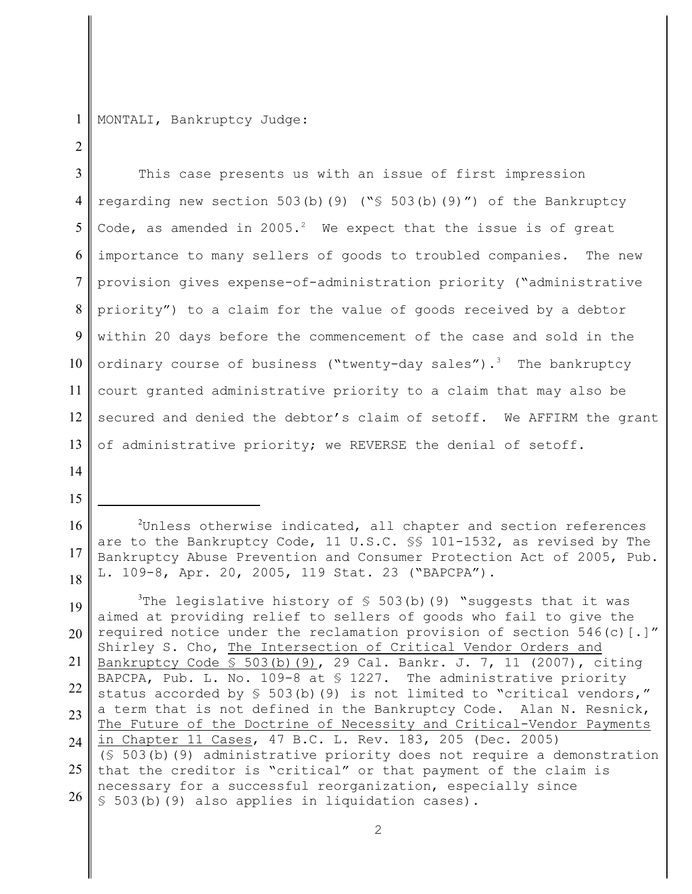MONTALI, Bankruptcy Judge:

This case presents us with an issue of first impression regarding new section 503(b)(9) ("§ 503(b)(9)") of the Bankruptcy Code, as amended in 2005.[2] We expect that the issue is of great importance to many sellers of goods to troubled companies. The new provision gives expense-of-administration priority ("administrative priority") to a claim for the value of goods received by a debtor within 20 days before the commencement of the case and sold in the ordinary course of business ("twenty-day sales").[3] The bankruptcy court granted administrative priority to a claim that may also be secured and denied the debtor's claim of setoff. We AFFIRM the grant of administrative priority; we REVERSE the denial of setoff.

---

[2]Unless otherwise indicated, all chapter and section references are to the Bankruptcy Code, 11 U.S.C. §§ 101-1532, as revised by The Bankruptcy Abuse Prevention and Consumer Protection Act of 2005, Pub. L. 109-8, Apr. 20, 2005, 119 Stat. 23 ("BAPCPA").

[3]The legislative history of § 503(b)(9) "suggests that it was aimed at providing relief to sellers of goods who fail to give the required notice under the reclamation provision of section 546(c)[.]" Shirley S. Cho, The Intersection of Critical Vendor Orders and Bankruptcy Code § 503(b)(9), 29 Cal. Bankr. J. 7, 11 (2007), citing BAPCPA, Pub. L. No. 109-8 at § 1227. The administrative priority status accorded by § 503(b)(9) is not limited to "critical vendors," a term that is not defined in the Bankruptcy Code. Alan N. Resnick, The Future of the Doctrine of Necessity and Critical-Vendor Payments in Chapter 11 Cases, 47 B.C. L. Rev. 183, 205 (Dec. 2005) (§ 503(b)(9) administrative priority does not require a demonstration that the creditor is "critical" or that payment of the claim is necessary for a successful reorganization, especially since § 503(b)(9) also applies in liquidation cases).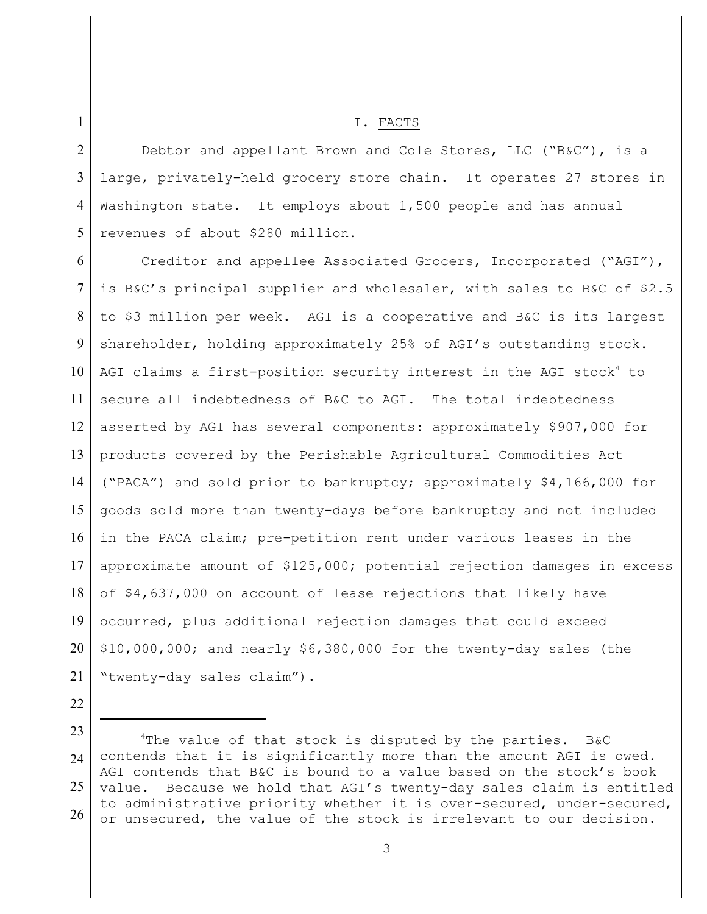# I. FACTS

Debtor and appellant Brown and Cole Stores, LLC ("B&C"), is a large, privately-held grocery store chain. It operates 27 stores in Washington state. It employs about 1,500 people and has annual revenues of about $280 million.

Creditor and appellee Associated Grocers, Incorporated ("AGI"), is B&C's principal supplier and wholesaler, with sales to B&C of $2.5 to $3 million per week. AGI is a cooperative and B&C is its largest shareholder, holding approximately 25% of AGI's outstanding stock. AGI claims a first-position security interest in the AGI stock[4] to secure all indebtedness of B&C to AGI. The total indebtedness asserted by AGI has several components: approximately $907,000 for products covered by the Perishable Agricultural Commodities Act ("PACA") and sold prior to bankruptcy; approximately $4,166,000 for goods sold more than twenty-days before bankruptcy and not included in the PACA claim; pre-petition rent under various leases in the approximate amount of $125,000; potential rejection damages in excess of $4,637,000 on account of lease rejections that likely have occurred, plus additional rejection damages that could exceed $10,000,000; and nearly $6,380,000 for the twenty-day sales (the "twenty-day sales claim").

---

[4]The value of that stock is disputed by the parties. B&C contends that it is significantly more than the amount AGI is owed. AGI contends that B&C is bound to a value based on the stock's book value. Because we hold that AGI's twenty-day sales claim is entitled to administrative priority whether it is over-secured, under-secured, or unsecured, the value of the stock is irrelevant to our decision.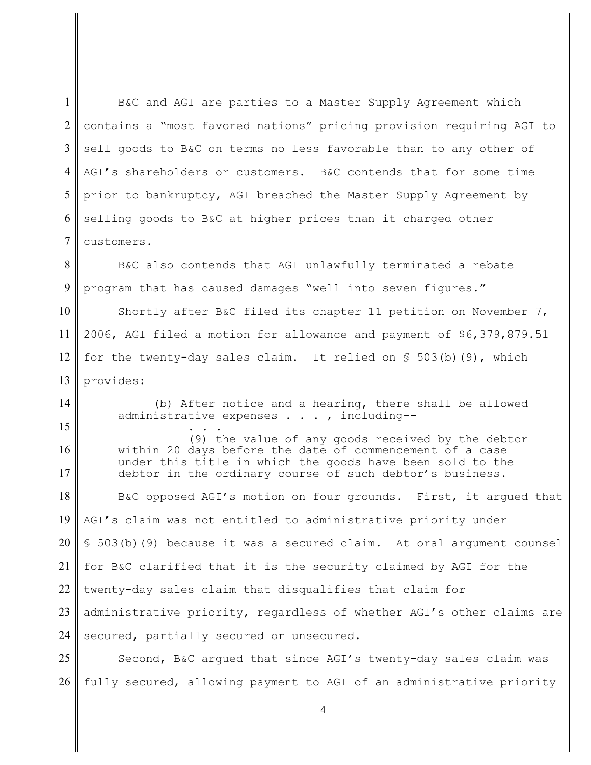B&C and AGI are parties to a Master Supply Agreement which contains a "most favored nations" pricing provision requiring AGI to sell goods to B&C on terms no less favorable than to any other of AGI's shareholders or customers. B&C contends that for some time prior to bankruptcy, AGI breached the Master Supply Agreement by selling goods to B&C at higher prices than it charged other customers.

B&C also contends that AGI unlawfully terminated a rebate program that has caused damages "well into seven figures."

Shortly after B&C filed its chapter 11 petition on November 7, 2006, AGI filed a motion for allowance and payment of $6,379,879.51 for the twenty-day sales claim. It relied on § 503(b)(9), which provides:

> (b) After notice and a hearing, there shall be allowed administrative expenses . . . , including--
>
> . . .
>
> (9) the value of any goods received by the debtor within 20 days before the date of commencement of a case under this title in which the goods have been sold to the debtor in the ordinary course of such debtor's business.

B&C opposed AGI's motion on four grounds. First, it argued that AGI's claim was not entitled to administrative priority under § 503(b)(9) because it was a secured claim. At oral argument counsel for B&C clarified that it is the security claimed by AGI for the twenty-day sales claim that disqualifies that claim for administrative priority, regardless of whether AGI's other claims are secured, partially secured or unsecured.

Second, B&C argued that since AGI's twenty-day sales claim was fully secured, allowing payment to AGI of an administrative priority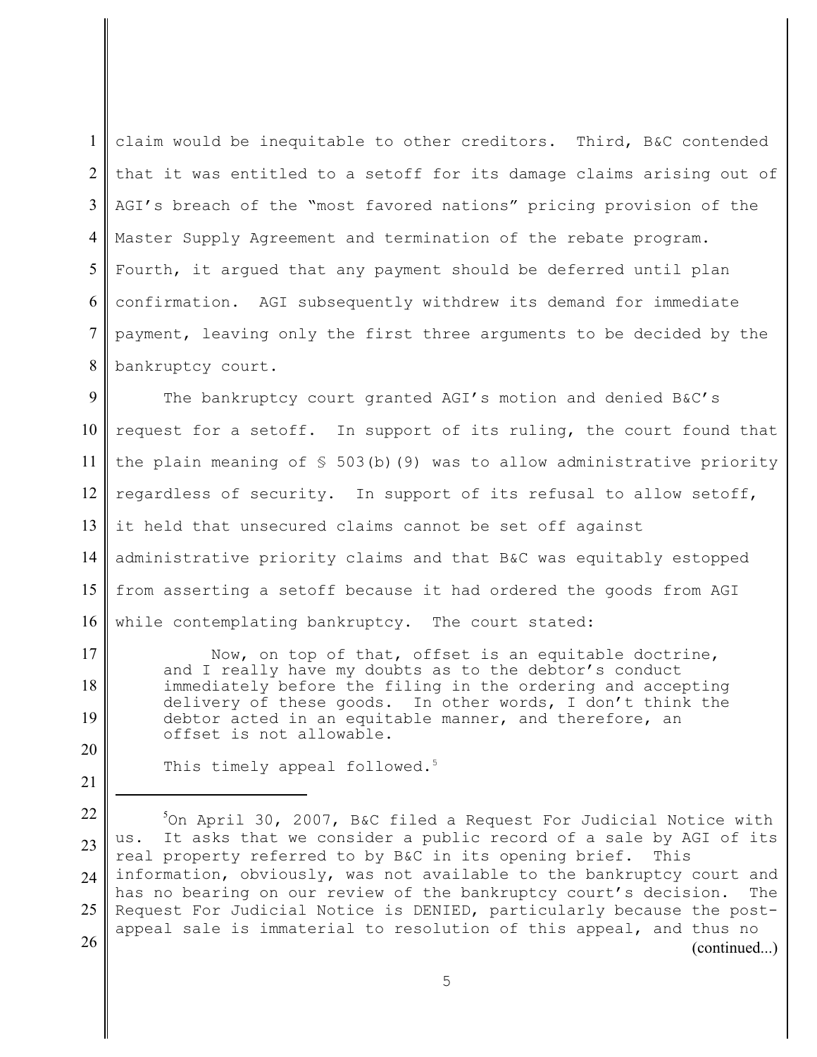claim would be inequitable to other creditors. Third, B&C contended that it was entitled to a setoff for its damage claims arising out of AGI's breach of the "most favored nations" pricing provision of the Master Supply Agreement and termination of the rebate program. Fourth, it argued that any payment should be deferred until plan confirmation. AGI subsequently withdrew its demand for immediate payment, leaving only the first three arguments to be decided by the bankruptcy court.

The bankruptcy court granted AGI's motion and denied B&C's request for a setoff. In support of its ruling, the court found that the plain meaning of § 503(b)(9) was to allow administrative priority regardless of security. In support of its refusal to allow setoff, it held that unsecured claims cannot be set off against administrative priority claims and that B&C was equitably estopped from asserting a setoff because it had ordered the goods from AGI while contemplating bankruptcy. The court stated:

> Now, on top of that, offset is an equitable doctrine, and I really have my doubts as to the debtor's conduct immediately before the filing in the ordering and accepting delivery of these goods. In other words, I don't think the debtor acted in an equitable manner, and therefore, an offset is not allowable.

This timely appeal followed.[5]

---

[5] On April 30, 2007, B&C filed a Request For Judicial Notice with us. It asks that we consider a public record of a sale by AGI of its real property referred to by B&C in its opening brief. This information, obviously, was not available to the bankruptcy court and has no bearing on our review of the bankruptcy court's decision. The Request For Judicial Notice is DENIED, particularly because the post-appeal sale is immaterial to resolution of this appeal, and thus no (continued...)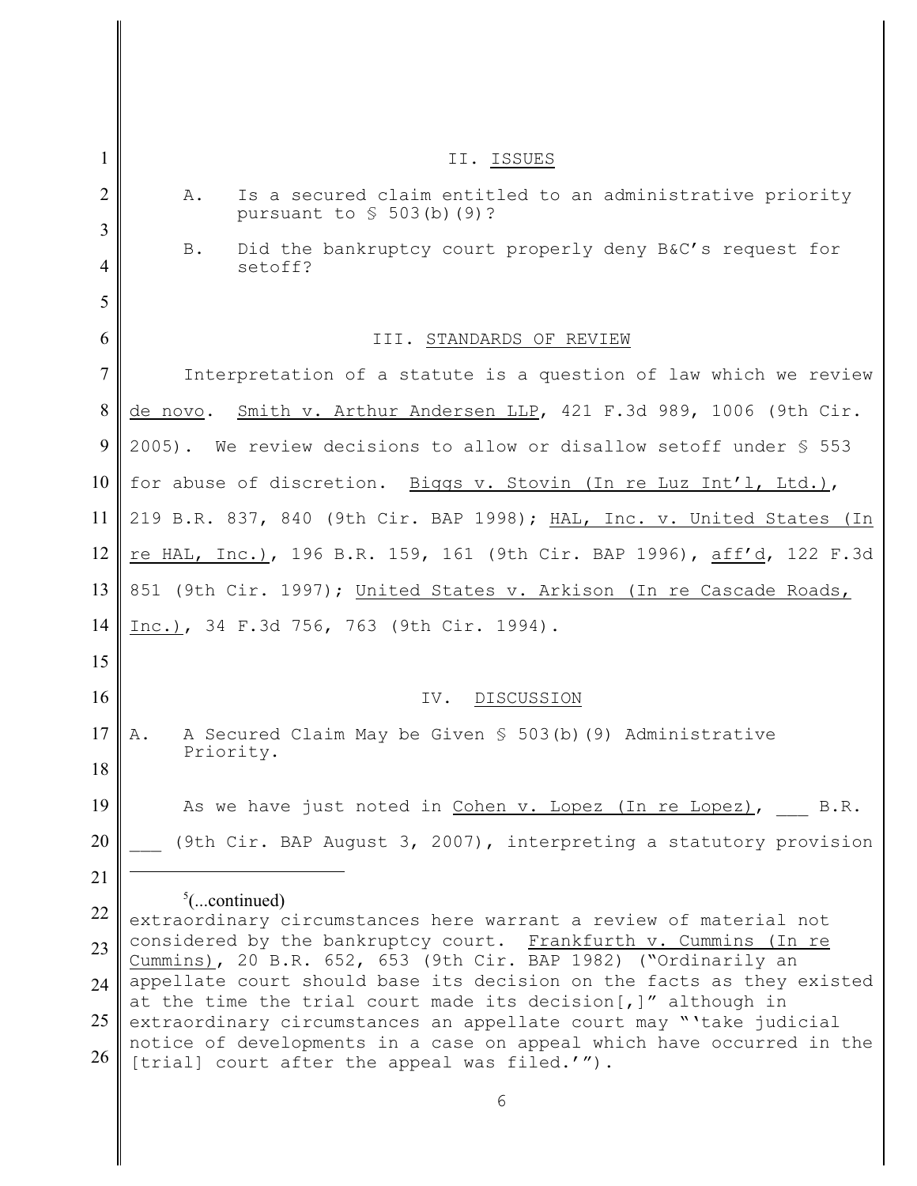## II. ISSUES

A. Is a secured claim entitled to an administrative priority pursuant to § 503(b)(9)?

B. Did the bankruptcy court properly deny B&C's request for setoff?

## III. STANDARDS OF REVIEW

Interpretation of a statute is a question of law which we review de novo. Smith v. Arthur Andersen LLP, 421 F.3d 989, 1006 (9th Cir. 2005). We review decisions to allow or disallow setoff under § 553 for abuse of discretion. Biggs v. Stovin (In re Luz Int'l, Ltd.), 219 B.R. 837, 840 (9th Cir. BAP 1998); HAL, Inc. v. United States (In re HAL, Inc.), 196 B.R. 159, 161 (9th Cir. BAP 1996), aff'd, 122 F.3d 851 (9th Cir. 1997); United States v. Arkison (In re Cascade Roads, Inc.), 34 F.3d 756, 763 (9th Cir. 1994).

## IV. DISCUSSION

### A. A Secured Claim May be Given § 503(b)(9) Administrative Priority.

As we have just noted in Cohen v. Lopez (In re Lopez), ___ B.R. ___ (9th Cir. BAP August 3, 2007), interpreting a statutory provision

---

[5](...continued) extraordinary circumstances here warrant a review of material not considered by the bankruptcy court. Frankfurth v. Cummins (In re Cummins), 20 B.R. 652, 653 (9th Cir. BAP 1982) ("Ordinarily an appellate court should base its decision on the facts as they existed at the time the trial court made its decision[,]" although in extraordinary circumstances an appellate court may "'take judicial notice of developments in a case on appeal which have occurred in the [trial] court after the appeal was filed.'").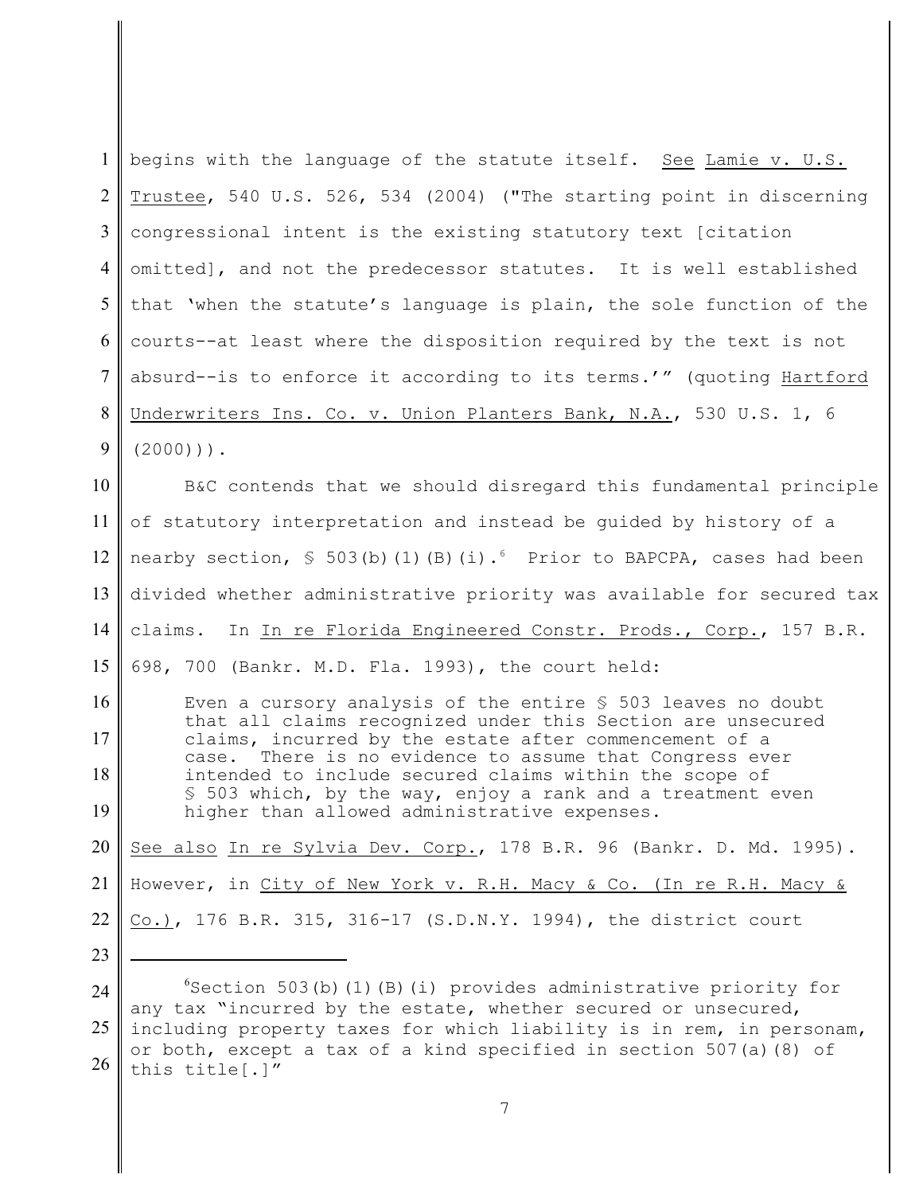begins with the language of the statute itself. See Lamie v. U.S. Trustee, 540 U.S. 526, 534 (2004) ("The starting point in discerning congressional intent is the existing statutory text [citation omitted], and not the predecessor statutes. It is well established that 'when the statute's language is plain, the sole function of the courts--at least where the disposition required by the text is not absurd--is to enforce it according to its terms.'" (quoting Hartford Underwriters Ins. Co. v. Union Planters Bank, N.A., 530 U.S. 1, 6 (2000))).

B&C contends that we should disregard this fundamental principle of statutory interpretation and instead be guided by history of a nearby section, § 503(b)(1)(B)(i).[6] Prior to BAPCPA, cases had been divided whether administrative priority was available for secured tax claims. In In re Florida Engineered Constr. Prods., Corp., 157 B.R. 698, 700 (Bankr. M.D. Fla. 1993), the court held:

> Even a cursory analysis of the entire § 503 leaves no doubt that all claims recognized under this Section are unsecured claims, incurred by the estate after commencement of a case. There is no evidence to assume that Congress ever intended to include secured claims within the scope of § 503 which, by the way, enjoy a rank and a treatment even higher than allowed administrative expenses.

See also In re Sylvia Dev. Corp., 178 B.R. 96 (Bankr. D. Md. 1995). However, in City of New York v. R.H. Macy & Co. (In re R.H. Macy & Co.), 176 B.R. 315, 316-17 (S.D.N.Y. 1994), the district court

---

[6]Section 503(b)(1)(B)(i) provides administrative priority for any tax "incurred by the estate, whether secured or unsecured, including property taxes for which liability is in rem, in personam, or both, except a tax of a kind specified in section 507(a)(8) of this title[.]"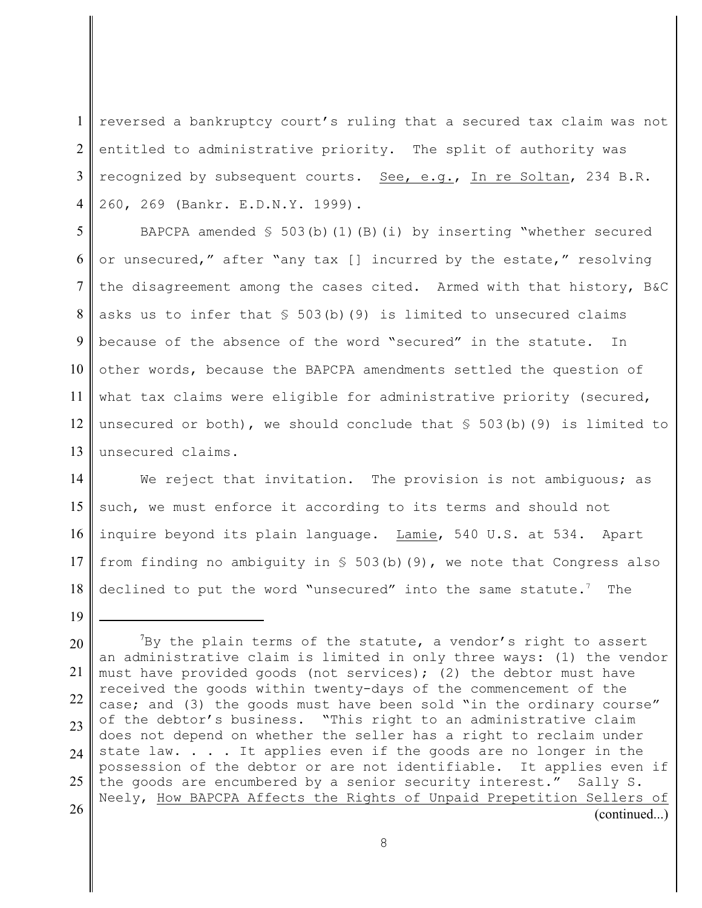reversed a bankruptcy court's ruling that a secured tax claim was not entitled to administrative priority. The split of authority was recognized by subsequent courts. See, e.g., In re Soltan, 234 B.R. 260, 269 (Bankr. E.D.N.Y. 1999).

BAPCPA amended § 503(b)(1)(B)(i) by inserting "whether secured or unsecured," after "any tax [] incurred by the estate," resolving the disagreement among the cases cited. Armed with that history, B&C asks us to infer that § 503(b)(9) is limited to unsecured claims because of the absence of the word "secured" in the statute. In other words, because the BAPCPA amendments settled the question of what tax claims were eligible for administrative priority (secured, unsecured or both), we should conclude that § 503(b)(9) is limited to unsecured claims.

We reject that invitation. The provision is not ambiguous; as such, we must enforce it according to its terms and should not inquire beyond its plain language. Lamie, 540 U.S. at 534. Apart from finding no ambiguity in § 503(b)(9), we note that Congress also declined to put the word "unsecured" into the same statute.[7] The

---

[7]By the plain terms of the statute, a vendor's right to assert an administrative claim is limited in only three ways: (1) the vendor must have provided goods (not services); (2) the debtor must have received the goods within twenty-days of the commencement of the case; and (3) the goods must have been sold "in the ordinary course" of the debtor's business. "This right to an administrative claim does not depend on whether the seller has a right to reclaim under state law. . . . It applies even if the goods are no longer in the possession of the debtor or are not identifiable. It applies even if the goods are encumbered by a senior security interest." Sally S. Neely, How BAPCPA Affects the Rights of Unpaid Prepetition Sellers of (continued...)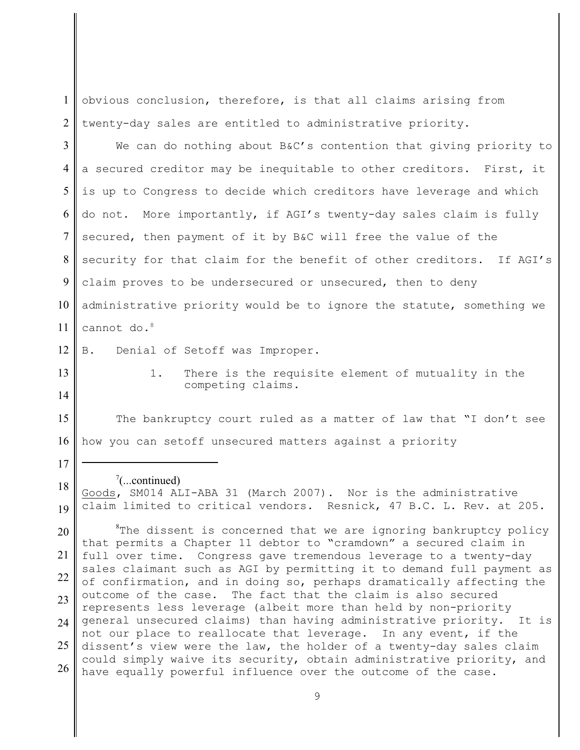obvious conclusion, therefore, is that all claims arising from twenty-day sales are entitled to administrative priority.

We can do nothing about B&C's contention that giving priority to a secured creditor may be inequitable to other creditors. First, it is up to Congress to decide which creditors have leverage and which do not. More importantly, if AGI's twenty-day sales claim is fully secured, then payment of it by B&C will free the value of the security for that claim for the benefit of other creditors. If AGI's claim proves to be undersecured or unsecured, then to deny administrative priority would be to ignore the statute, something we cannot do.[8]

B. Denial of Setoff was Improper.

1. There is the requisite element of mutuality in the competing claims.

The bankruptcy court ruled as a matter of law that "I don't see how you can setoff unsecured matters against a priority

---

[7](...continued)
Goods, SM014 ALI-ABA 31 (March 2007). Nor is the administrative claim limited to critical vendors. Resnick, 47 B.C. L. Rev. at 205.

[8]The dissent is concerned that we are ignoring bankruptcy policy that permits a Chapter 11 debtor to "cramdown" a secured claim in full over time. Congress gave tremendous leverage to a twenty-day sales claimant such as AGI by permitting it to demand full payment as of confirmation, and in doing so, perhaps dramatically affecting the outcome of the case. The fact that the claim is also secured represents less leverage (albeit more than held by non-priority general unsecured claims) than having administrative priority. It is not our place to reallocate that leverage. In any event, if the dissent's view were the law, the holder of a twenty-day sales claim could simply waive its security, obtain administrative priority, and have equally powerful influence over the outcome of the case.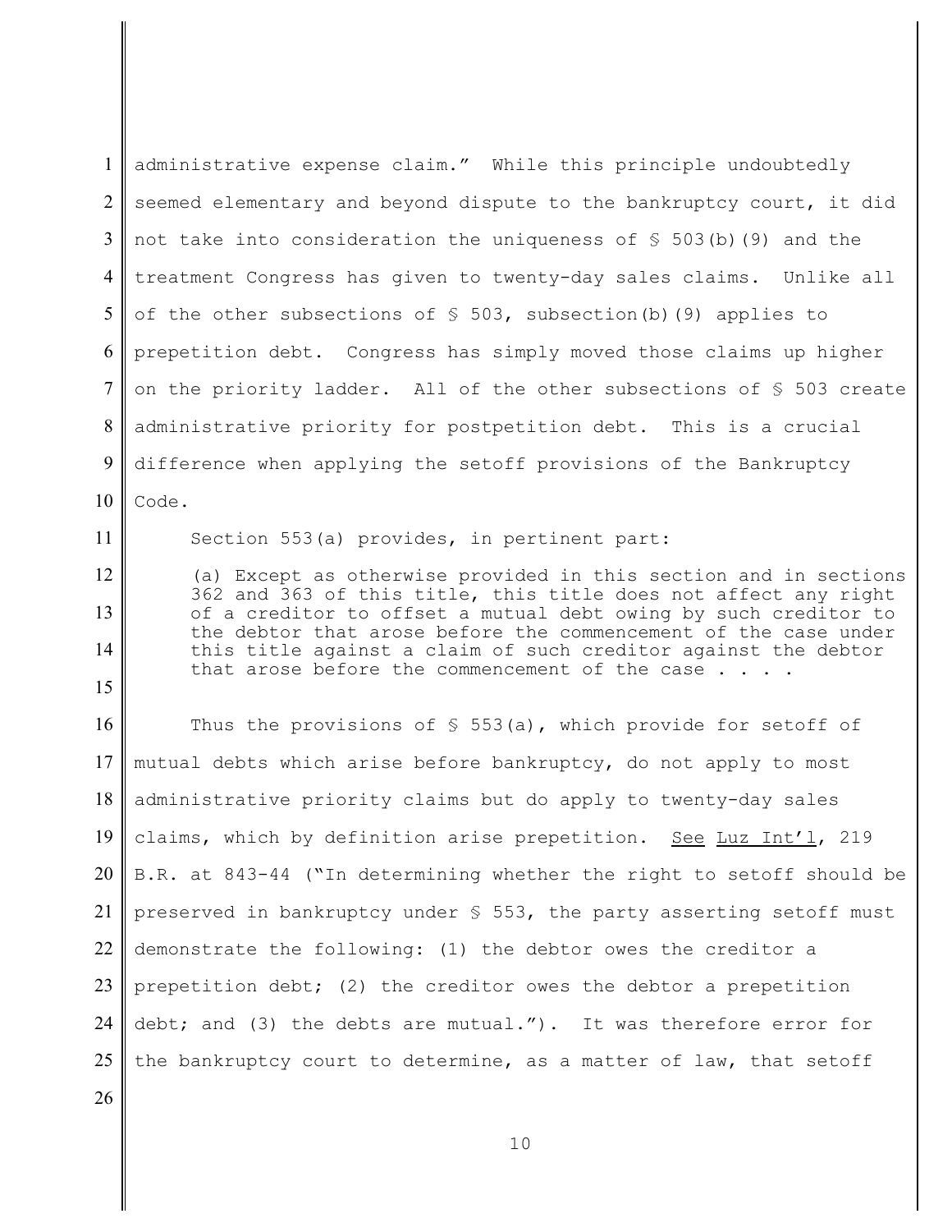administrative expense claim." While this principle undoubtedly seemed elementary and beyond dispute to the bankruptcy court, it did not take into consideration the uniqueness of § 503(b)(9) and the treatment Congress has given to twenty-day sales claims. Unlike all of the other subsections of § 503, subsection(b)(9) applies to prepetition debt. Congress has simply moved those claims up higher on the priority ladder. All of the other subsections of § 503 create administrative priority for postpetition debt. This is a crucial difference when applying the setoff provisions of the Bankruptcy Code.

Section 553(a) provides, in pertinent part:

> (a) Except as otherwise provided in this section and in sections 362 and 363 of this title, this title does not affect any right of a creditor to offset a mutual debt owing by such creditor to the debtor that arose before the commencement of the case under this title against a claim of such creditor against the debtor that arose before the commencement of the case . . . .

Thus the provisions of § 553(a), which provide for setoff of mutual debts which arise before bankruptcy, do not apply to most administrative priority claims but do apply to twenty-day sales claims, which by definition arise prepetition. See Luz Int'l, 219 B.R. at 843-44 ("In determining whether the right to setoff should be preserved in bankruptcy under § 553, the party asserting setoff must demonstrate the following: (1) the debtor owes the creditor a prepetition debt; (2) the creditor owes the debtor a prepetition debt; and (3) the debts are mutual."). It was therefore error for the bankruptcy court to determine, as a matter of law, that setoff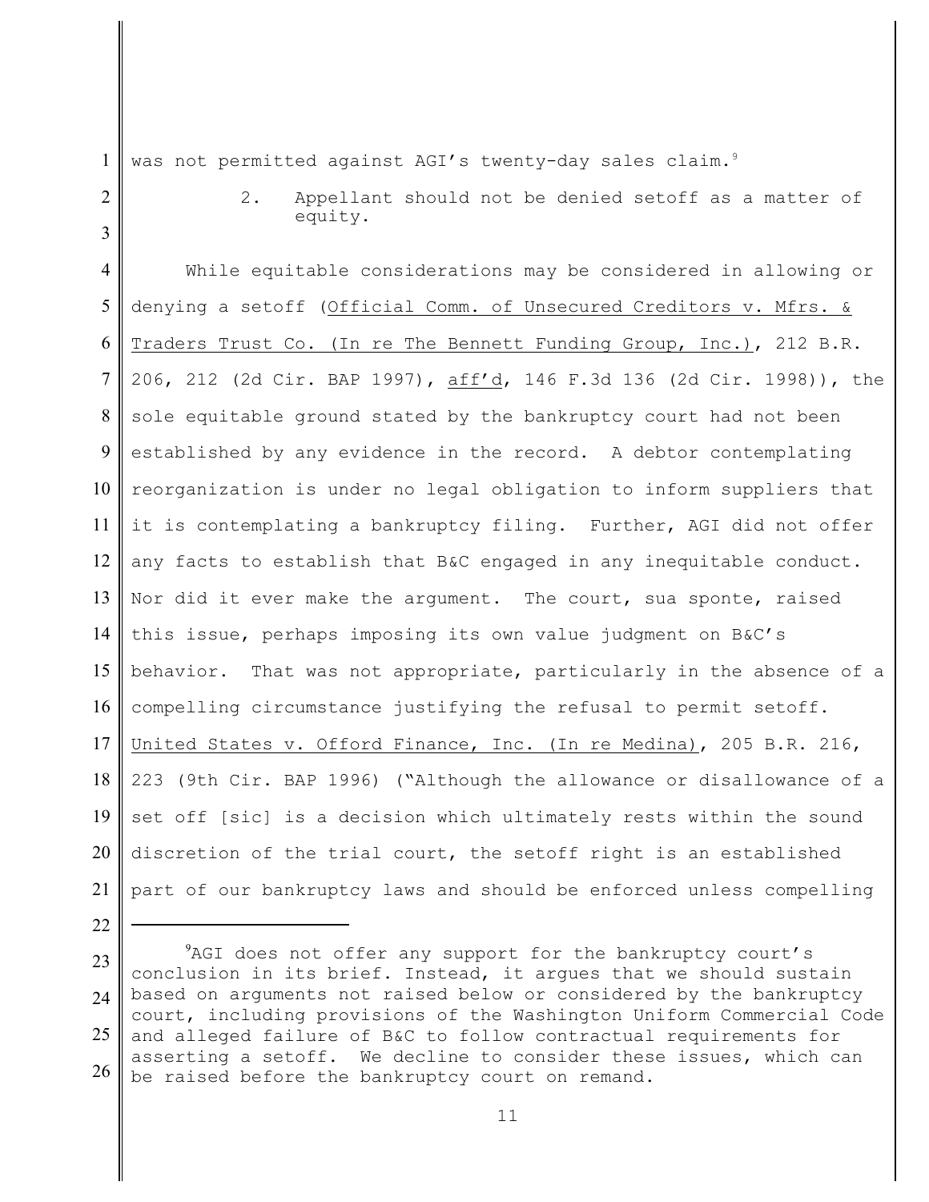was not permitted against AGI's twenty-day sales claim.[9]

2. Appellant should not be denied setoff as a matter of equity.

While equitable considerations may be considered in allowing or denying a setoff (Official Comm. of Unsecured Creditors v. Mfrs. & Traders Trust Co. (In re The Bennett Funding Group, Inc.), 212 B.R. 206, 212 (2d Cir. BAP 1997), aff'd, 146 F.3d 136 (2d Cir. 1998)), the sole equitable ground stated by the bankruptcy court had not been established by any evidence in the record. A debtor contemplating reorganization is under no legal obligation to inform suppliers that it is contemplating a bankruptcy filing. Further, AGI did not offer any facts to establish that B&C engaged in any inequitable conduct. Nor did it ever make the argument. The court, sua sponte, raised this issue, perhaps imposing its own value judgment on B&C's behavior. That was not appropriate, particularly in the absence of a compelling circumstance justifying the refusal to permit setoff. United States v. Offord Finance, Inc. (In re Medina), 205 B.R. 216, 223 (9th Cir. BAP 1996) ("Although the allowance or disallowance of a set off [sic] is a decision which ultimately rests within the sound discretion of the trial court, the setoff right is an established part of our bankruptcy laws and should be enforced unless compelling

---

[9] AGI does not offer any support for the bankruptcy court's conclusion in its brief. Instead, it argues that we should sustain based on arguments not raised below or considered by the bankruptcy court, including provisions of the Washington Uniform Commercial Code and alleged failure of B&C to follow contractual requirements for asserting a setoff. We decline to consider these issues, which can be raised before the bankruptcy court on remand.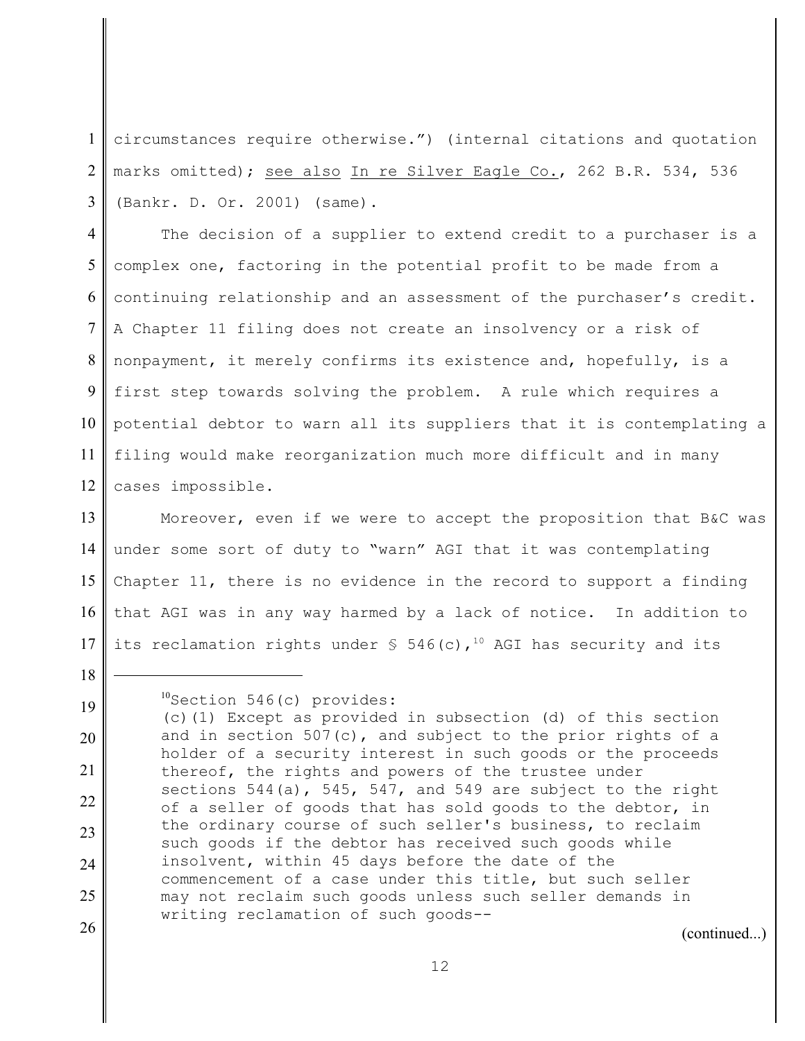circumstances require otherwise.") (internal citations and quotation marks omitted); see also In re Silver Eagle Co., 262 B.R. 534, 536 (Bankr. D. Or. 2001) (same).

The decision of a supplier to extend credit to a purchaser is a complex one, factoring in the potential profit to be made from a continuing relationship and an assessment of the purchaser's credit. A Chapter 11 filing does not create an insolvency or a risk of nonpayment, it merely confirms its existence and, hopefully, is a first step towards solving the problem. A rule which requires a potential debtor to warn all its suppliers that it is contemplating a filing would make reorganization much more difficult and in many cases impossible.

Moreover, even if we were to accept the proposition that B&C was under some sort of duty to "warn" AGI that it was contemplating Chapter 11, there is no evidence in the record to support a finding that AGI was in any way harmed by a lack of notice. In addition to its reclamation rights under § 546(c),[10] AGI has security and its

---

[10]Section 546(c) provides:

(c)(1) Except as provided in subsection (d) of this section and in section 507(c), and subject to the prior rights of a holder of a security interest in such goods or the proceeds thereof, the rights and powers of the trustee under sections 544(a), 545, 547, and 549 are subject to the right of a seller of goods that has sold goods to the debtor, in the ordinary course of such seller's business, to reclaim such goods if the debtor has received such goods while insolvent, within 45 days before the date of the commencement of a case under this title, but such seller may not reclaim such goods unless such seller demands in writing reclamation of such goods--

(continued...)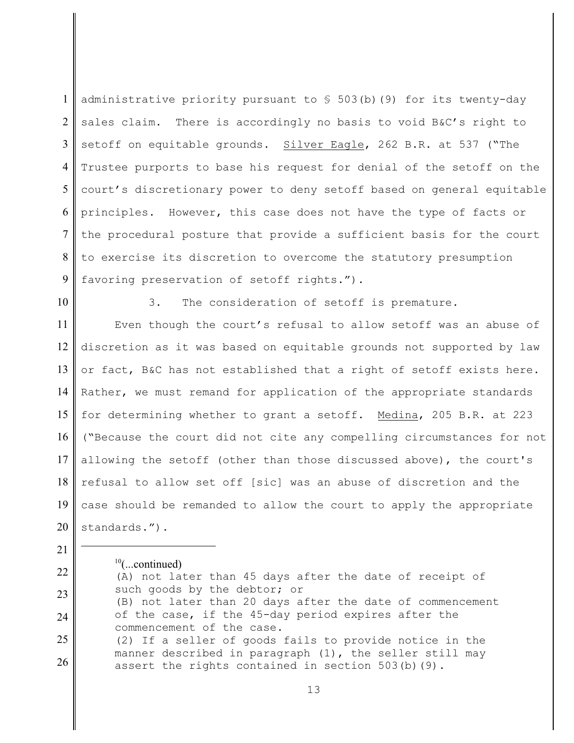administrative priority pursuant to § 503(b)(9) for its twenty-day sales claim. There is accordingly no basis to void B&C's right to setoff on equitable grounds. Silver Eagle, 262 B.R. at 537 ("The Trustee purports to base his request for denial of the setoff on the court's discretionary power to deny setoff based on general equitable principles. However, this case does not have the type of facts or the procedural posture that provide a sufficient basis for the court to exercise its discretion to overcome the statutory presumption favoring preservation of setoff rights.").

3. The consideration of setoff is premature.

Even though the court's refusal to allow setoff was an abuse of discretion as it was based on equitable grounds not supported by law or fact, B&C has not established that a right of setoff exists here. Rather, we must remand for application of the appropriate standards for determining whether to grant a setoff. Medina, 205 B.R. at 223 ("Because the court did not cite any compelling circumstances for not allowing the setoff (other than those discussed above), the court's refusal to allow set off [sic] was an abuse of discretion and the case should be remanded to allow the court to apply the appropriate standards.").

---

[10](...continued)
(A) not later than 45 days after the date of receipt of such goods by the debtor; or
(B) not later than 20 days after the date of commencement of the case, if the 45-day period expires after the commencement of the case.
(2) If a seller of goods fails to provide notice in the manner described in paragraph (1), the seller still may assert the rights contained in section 503(b)(9).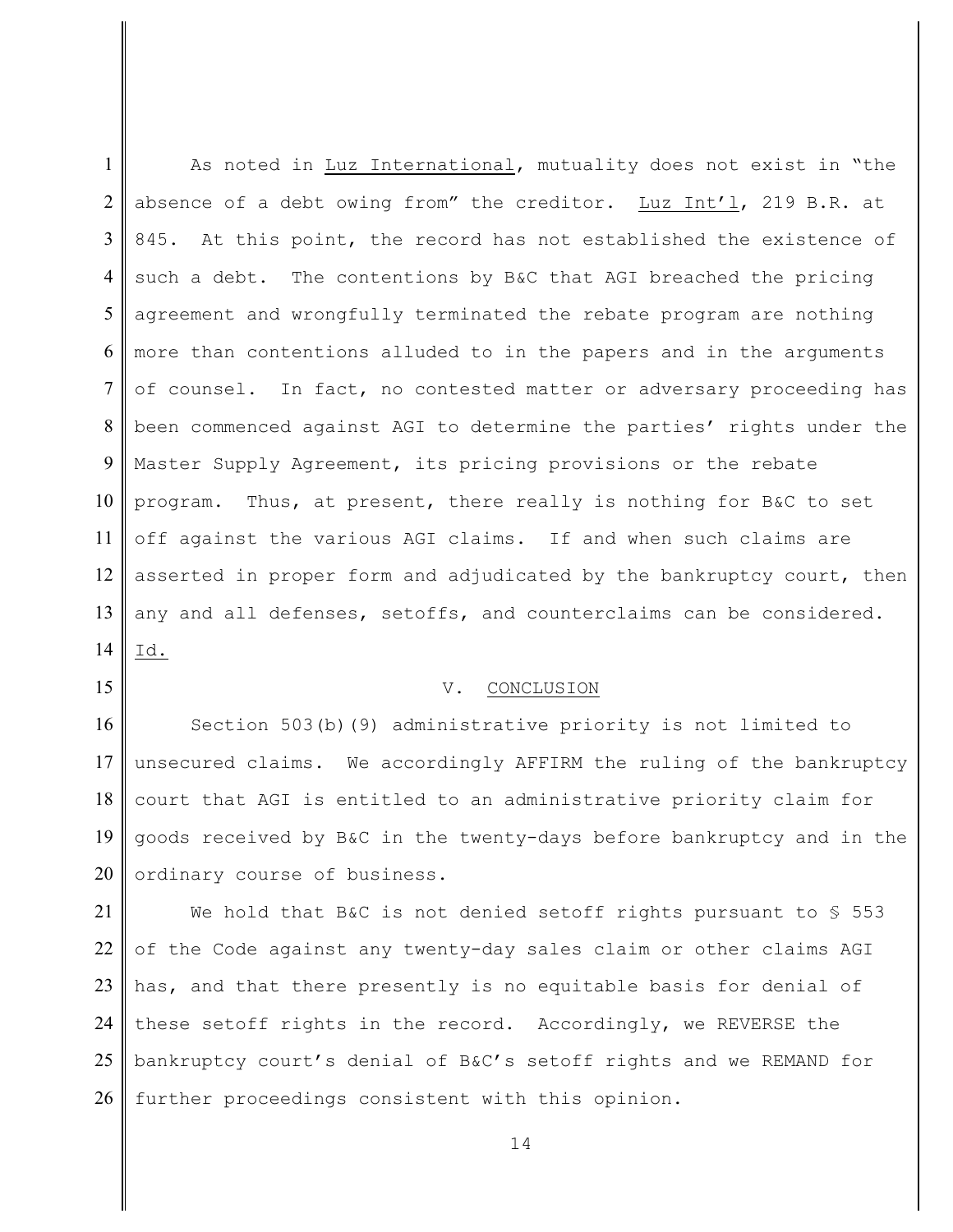As noted in Luz International, mutuality does not exist in "the absence of a debt owing from" the creditor. Luz Int'l, 219 B.R. at 845. At this point, the record has not established the existence of such a debt. The contentions by B&C that AGI breached the pricing agreement and wrongfully terminated the rebate program are nothing more than contentions alluded to in the papers and in the arguments of counsel. In fact, no contested matter or adversary proceeding has been commenced against AGI to determine the parties' rights under the Master Supply Agreement, its pricing provisions or the rebate program. Thus, at present, there really is nothing for B&C to set off against the various AGI claims. If and when such claims are asserted in proper form and adjudicated by the bankruptcy court, then any and all defenses, setoffs, and counterclaims can be considered. Id.

## V. CONCLUSION

Section 503(b)(9) administrative priority is not limited to unsecured claims. We accordingly AFFIRM the ruling of the bankruptcy court that AGI is entitled to an administrative priority claim for goods received by B&C in the twenty-days before bankruptcy and in the ordinary course of business.

We hold that B&C is not denied setoff rights pursuant to § 553 of the Code against any twenty-day sales claim or other claims AGI has, and that there presently is no equitable basis for denial of these setoff rights in the record. Accordingly, we REVERSE the bankruptcy court's denial of B&C's setoff rights and we REMAND for further proceedings consistent with this opinion.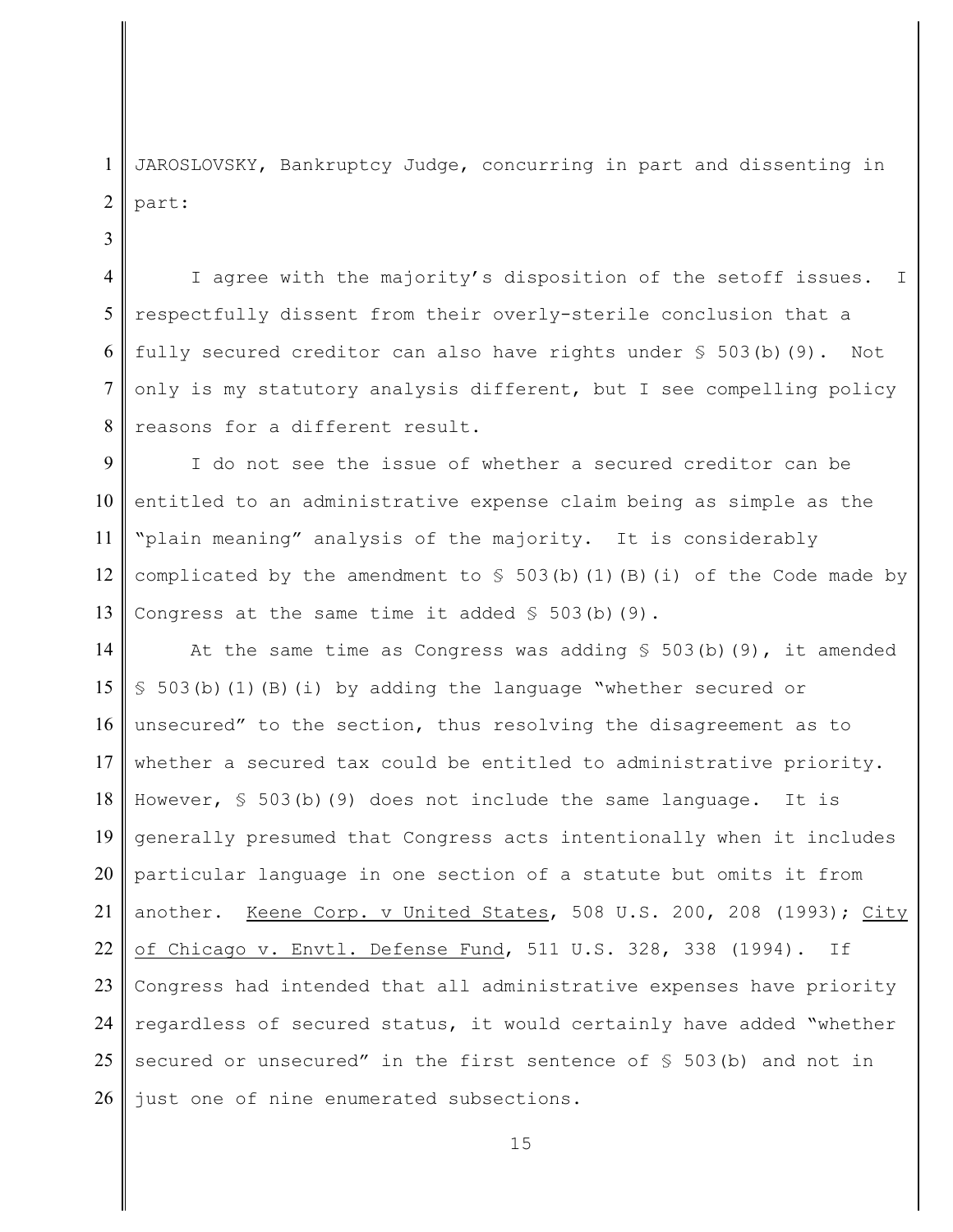JAROSLOVSKY, Bankruptcy Judge, concurring in part and dissenting in part:

I agree with the majority's disposition of the setoff issues. I respectfully dissent from their overly-sterile conclusion that a fully secured creditor can also have rights under § 503(b)(9). Not only is my statutory analysis different, but I see compelling policy reasons for a different result.

I do not see the issue of whether a secured creditor can be entitled to an administrative expense claim being as simple as the "plain meaning" analysis of the majority. It is considerably complicated by the amendment to § 503(b)(1)(B)(i) of the Code made by Congress at the same time it added § 503(b)(9).

At the same time as Congress was adding § 503(b)(9), it amended § 503(b)(1)(B)(i) by adding the language "whether secured or unsecured" to the section, thus resolving the disagreement as to whether a secured tax could be entitled to administrative priority. However, § 503(b)(9) does not include the same language. It is generally presumed that Congress acts intentionally when it includes particular language in one section of a statute but omits it from another. Keene Corp. v United States, 508 U.S. 200, 208 (1993); City of Chicago v. Envtl. Defense Fund, 511 U.S. 328, 338 (1994). If Congress had intended that all administrative expenses have priority regardless of secured status, it would certainly have added "whether secured or unsecured" in the first sentence of § 503(b) and not in just one of nine enumerated subsections.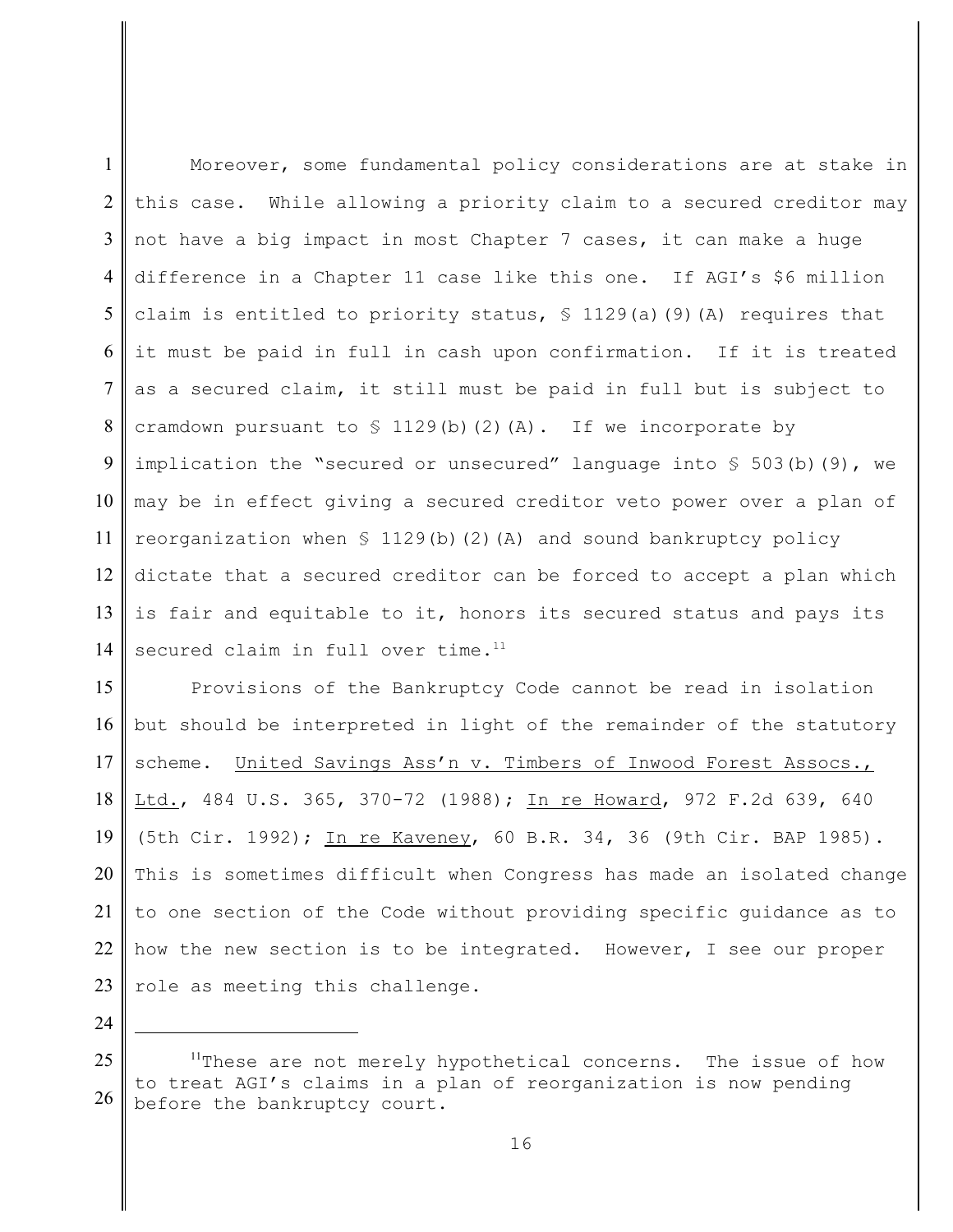Moreover, some fundamental policy considerations are at stake in this case. While allowing a priority claim to a secured creditor may not have a big impact in most Chapter 7 cases, it can make a huge difference in a Chapter 11 case like this one. If AGI's $6 million claim is entitled to priority status, § 1129(a)(9)(A) requires that it must be paid in full in cash upon confirmation. If it is treated as a secured claim, it still must be paid in full but is subject to cramdown pursuant to § 1129(b)(2)(A). If we incorporate by implication the "secured or unsecured" language into § 503(b)(9), we may be in effect giving a secured creditor veto power over a plan of reorganization when § 1129(b)(2)(A) and sound bankruptcy policy dictate that a secured creditor can be forced to accept a plan which is fair and equitable to it, honors its secured status and pays its secured claim in full over time.[11]

Provisions of the Bankruptcy Code cannot be read in isolation but should be interpreted in light of the remainder of the statutory scheme. United Savings Ass'n v. Timbers of Inwood Forest Assocs., Ltd., 484 U.S. 365, 370-72 (1988); In re Howard, 972 F.2d 639, 640 (5th Cir. 1992); In re Kaveney, 60 B.R. 34, 36 (9th Cir. BAP 1985). This is sometimes difficult when Congress has made an isolated change to one section of the Code without providing specific guidance as to how the new section is to be integrated. However, I see our proper role as meeting this challenge.

---

[11] These are not merely hypothetical concerns. The issue of how to treat AGI's claims in a plan of reorganization is now pending before the bankruptcy court.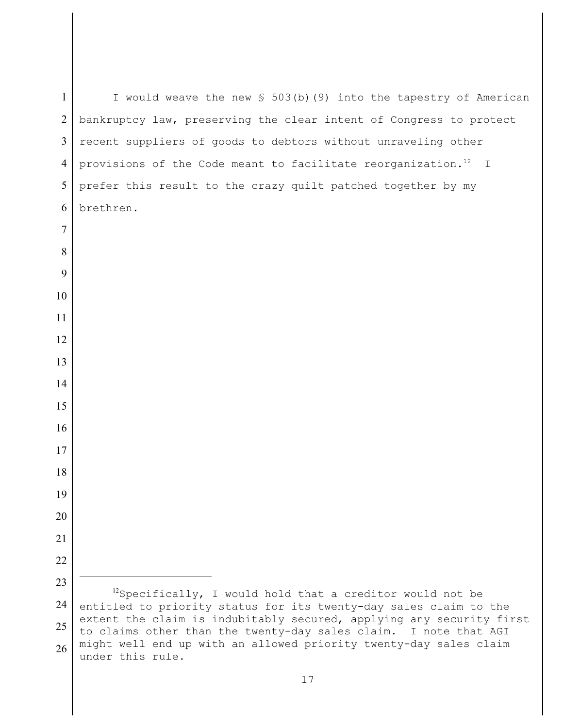I would weave the new § 503(b)(9) into the tapestry of American bankruptcy law, preserving the clear intent of Congress to protect recent suppliers of goods to debtors without unraveling other provisions of the Code meant to facilitate reorganization.[12] I prefer this result to the crazy quilt patched together by my brethren.

---

[12] Specifically, I would hold that a creditor would not be entitled to priority status for its twenty-day sales claim to the extent the claim is indubitably secured, applying any security first to claims other than the twenty-day sales claim. I note that AGI might well end up with an allowed priority twenty-day sales claim under this rule.